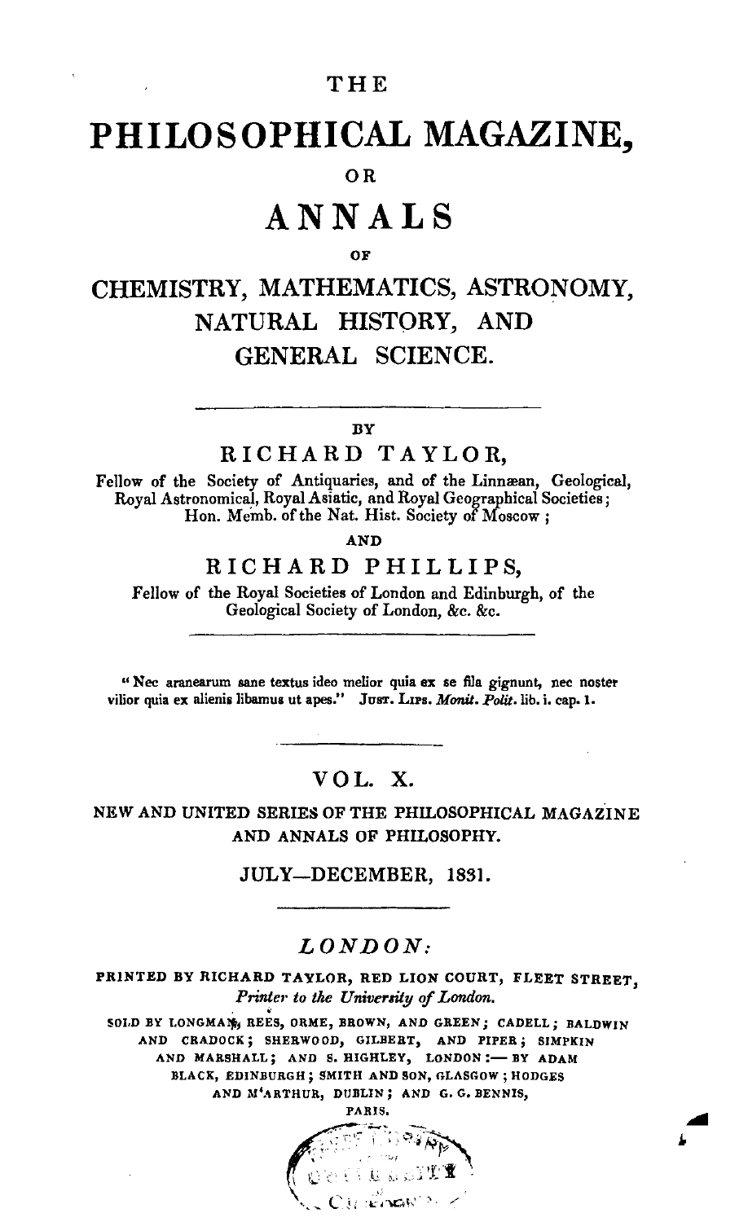THE

# PHILOSOPHICAL MAGAZINE,

OR

# ANNALS

OF

## CHEMISTRY, MATHEMATICS, ASTRONOMY, NATURAL HISTORY, AND GENERAL SCIENCE.

---

BY

RICHARD TAYLOR,

Fellow of the Society of Antiquaries, and of the Linnæan, Geological, Royal Astronomical, Royal Asiatic, and Royal Geographical Societies; Hon. Memb. of the Nat. Hist. Society of Moscow;

AND

RICHARD PHILLIPS,

Fellow of the Royal Societies of London and Edinburgh, of the Geological Society of London, &c. &c.

---

"Nec aranearum sane textus ideo melior quia ex se fila gignunt, nec noster vilior quia ex alienis libamus ut apes." JUST. LIPS. *Monit. Polit.* lib. i. cap. 1.

---

VOL. X.

NEW AND UNITED SERIES OF THE PHILOSOPHICAL MAGAZINE AND ANNALS OF PHILOSOPHY.

JULY—DECEMBER, 1831.

---

*LONDON:*

PRINTED BY RICHARD TAYLOR, RED LION COURT, FLEET STREET, *Printer to the University of London.*

SOLD BY LONGMAN, REES, ORME, BROWN, AND GREEN; CADELL; BALDWIN AND CRADOCK; SHERWOOD, GILBERT, AND PIPER; SIMPKIN AND MARSHALL; AND S. HIGHLEY, LONDON:— BY ADAM BLACK, EDINBURGH; SMITH AND SON, GLASGOW; HODGES AND M'ARTHUR, DUBLIN; AND G. G. BENNIS, PARIS.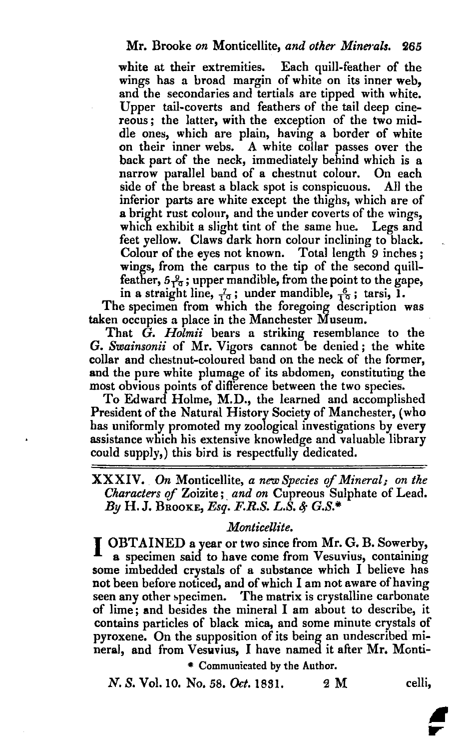white at their extremities. Each quill-feather of the wings has a broad margin of white on its inner web, and the secondaries and tertials are tipped with white. Upper tail-coverts and feathers of the tail deep cinereous; the latter, with the exception of the two middle ones, which are plain, having a border of white on their inner webs. A white collar passes over the back part of the neck, immediately behind which is a narrow parallel band of a chestnut colour. On each side of the breast a black spot is conspicuous. All the inferior parts are white except the thighs, which are of a bright rust colour, and the under coverts of the wings, which exhibit a slight tint of the same hue. Legs and feet yellow. Claws dark horn colour inclining to black. Colour of the eyes not known. Total length 9 inches; wings, from the carpus to the tip of the second quill-feather, $5\frac{9}{10}$; upper mandible, from the point to the gape, in a straight line, $\frac{7}{10}$; under mandible, $\frac{6}{10}$; tarsi, 1.

The specimen from which the foregoing description was taken occupies a place in the Manchester Museum.

That *G. Holmii* bears a striking resemblance to the *G. Swainsonii* of Mr. Vigors cannot be denied; the white collar and chestnut-coloured band on the neck of the former, and the pure white plumage of its abdomen, constituting the most obvious points of difference between the two species.

To Edward Holme, M.D., the learned and accomplished President of the Natural History Society of Manchester, (who has uniformly promoted my zoological investigations by every assistance which his extensive knowledge and valuable library could supply,) this bird is respectfully dedicated.

---

## XXXIV. *On* Monticellite, *a new Species of Mineral; on the Characters of* Zoizite; *and on* Cupreous Sulphate of Lead. *By* H. J. Brooke, *Esq. F.R.S. L.S. & G.S.*\*

### *Monticellite.*

I OBTAINED a year or two since from Mr. G. B. Sowerby, a specimen said to have come from Vesuvius, containing some imbedded crystals of a substance which I believe has not been before noticed, and of which I am not aware of having seen any other specimen. The matrix is crystalline carbonate of lime; and besides the mineral I am about to describe, it contains particles of black mica, and some minute crystals of pyroxene. On the supposition of its being an undescribed mineral, and from Vesuvius, I have named it after Mr. Monti-

\* Communicated by the Author.

N. S. Vol. 10. No. 58. *Oct.* 1831. 2 M

celli,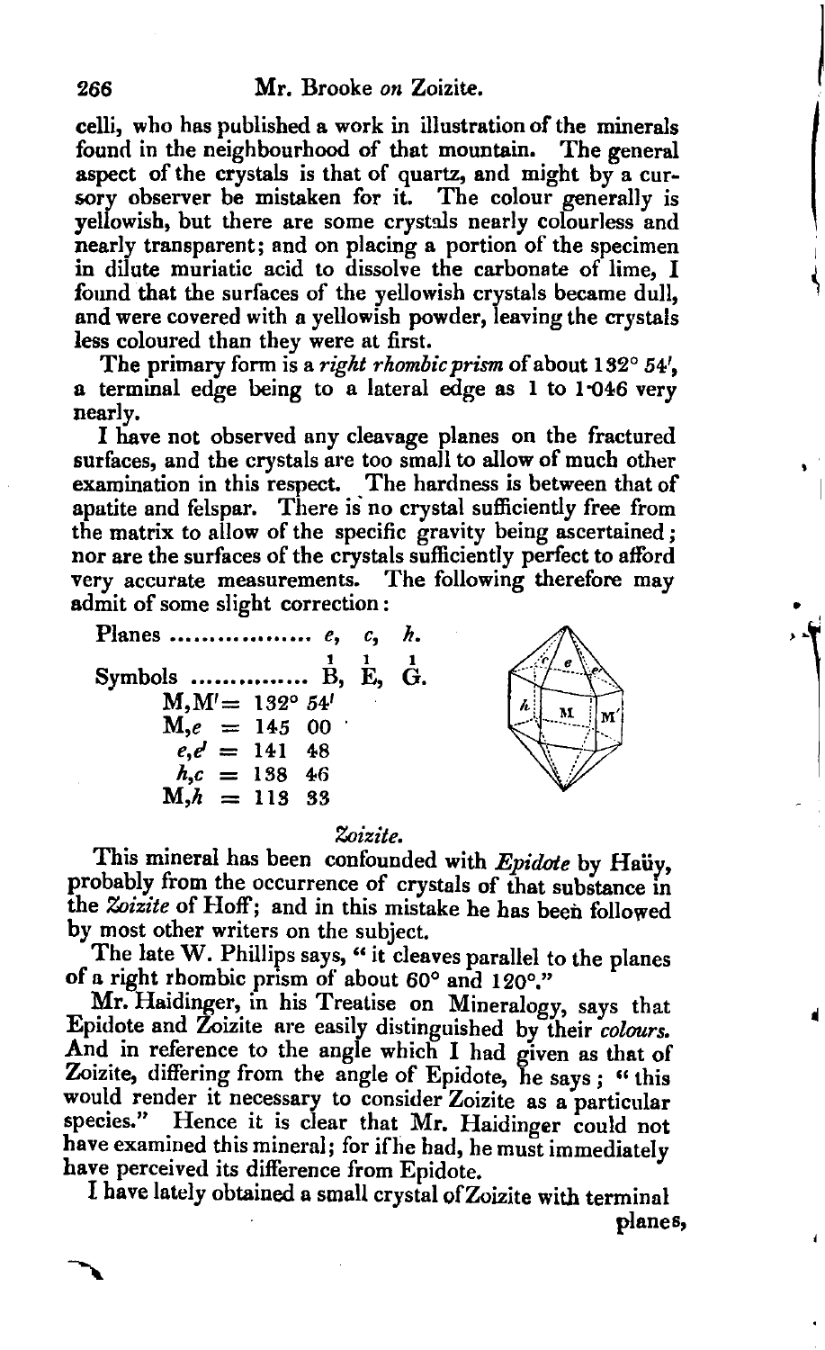celli, who has published a work in illustration of the minerals found in the neighbourhood of that mountain. The general aspect of the crystals is that of quartz, and might by a cursory observer be mistaken for it. The colour generally is yellowish, but there are some crystals nearly colourless and nearly transparent; and on placing a portion of the specimen in dilute muriatic acid to dissolve the carbonate of lime, I found that the surfaces of the yellowish crystals became dull, and were covered with a yellowish powder, leaving the crystals less coloured than they were at first.

The primary form is a *right rhombic prism* of about 132° 54′, a terminal edge being to a lateral edge as 1 to 1·046 very nearly.

I have not observed any cleavage planes on the fractured surfaces, and the crystals are too small to allow of much other examination in this respect. The hardness is between that of apatite and felspar. There is no crystal sufficiently free from the matrix to allow of the specific gravity being ascertained; nor are the surfaces of the crystals sufficiently perfect to afford very accurate measurements. The following therefore may admit of some slight correction:

Planes .................. $e$, $c$, $h$.

Symbols ............... $\overset{1}{B}$, $\overset{1}{E}$, $\overset{1}{G}$.

M,M′ = 132° 54′
M,$e$ = 145 00
$e$,$e'$ = 141 48
$h$,$c$ = 138 46
M,$h$ = 113 33

## *Zoizite.*

This mineral has been confounded with *Epidote* by Haüy, probably from the occurrence of crystals of that substance in the *Zoizite* of Hoff; and in this mistake he has been followed by most other writers on the subject.

The late W. Phillips says, "it cleaves parallel to the planes of a right rhombic prism of about 60° and 120°."

Mr. Haidinger, in his Treatise on Mineralogy, says that Epidote and Zoizite are easily distinguished by their *colours*. And in reference to the angle which I had given as that of Zoizite, differing from the angle of Epidote, he says; "this would render it necessary to consider Zoizite as a particular species." Hence it is clear that Mr. Haidinger could not have examined this mineral; for if he had, he must immediately have perceived its difference from Epidote.

I have lately obtained a small crystal of Zoizite with terminal planes,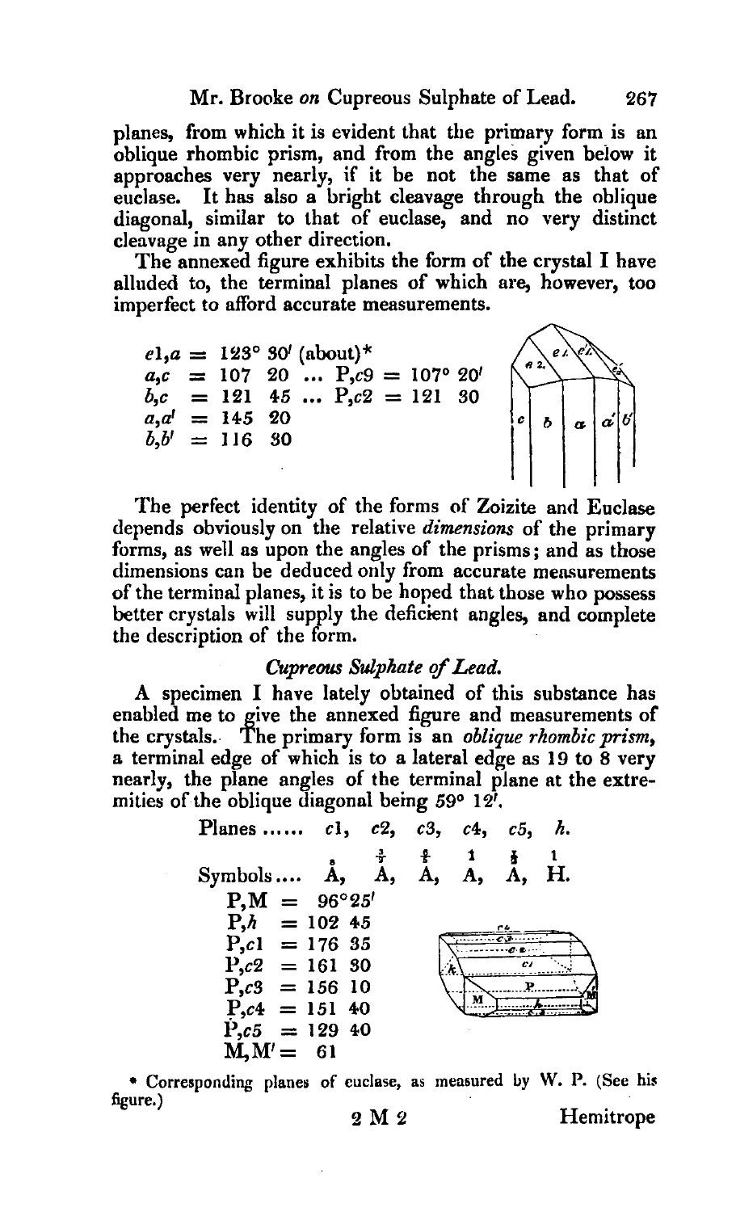planes, from which it is evident that the primary form is an oblique rhombic prism, and from the angles given below it approaches very nearly, if it be not the same as that of euclase. It has also a bright cleavage through the oblique diagonal, similar to that of euclase, and no very distinct cleavage in any other direction.

The annexed figure exhibits the form of the crystal I have alluded to, the terminal planes of which are, however, too imperfect to afford accurate measurements.

$e1, a$ = 123° 30′ (about)*
$a, c$ = 107 20 ... $P, c9$ = 107° 20′
$b, c$ = 121 45 ... $P, c2$ = 121 30
$a, a'$ = 145 20
$b, b'$ = 116 30

The perfect identity of the forms of Zoizite and Euclase depends obviously on the relative *dimensions* of the primary forms, as well as upon the angles of the prisms; and as those dimensions can be deduced only from accurate measurements of the terminal planes, it is to be hoped that those who possess better crystals will supply the deficient angles, and complete the description of the form.

### *Cupreous Sulphate of Lead.*

A specimen I have lately obtained of this substance has enabled me to give the annexed figure and measurements of the crystals. The primary form is an *oblique rhombic prism*, a terminal edge of which is to a lateral edge as 19 to 8 very nearly, the plane angles of the terminal plane at the extremities of the oblique diagonal being 59° 12′.

| Planes ...... | $c1$, | $c2$, | $c3$, | $c4$, | $c5$, | $h$. |
|---|---|---|---|---|---|---|
| Symbols .... | $\overset{8}{A}$, | $\overset{\frac{3}{7}}{A}$, | $\overset{\frac{4}{5}}{A}$, | $\overset{1}{A}$, | $\overset{\frac{3}{2}}{A}$, | $\overset{1}{H}$. |

$P, M$ = 96° 25′
$P, h$ = 102 45
$P, c1$ = 176 35
$P, c2$ = 161 30
$P, c3$ = 156 10
$P, c4$ = 151 40
$P, c5$ = 129 40
$M, M'$ = 61

* Corresponding planes of euclase, as measured by W. P. (See his figure.)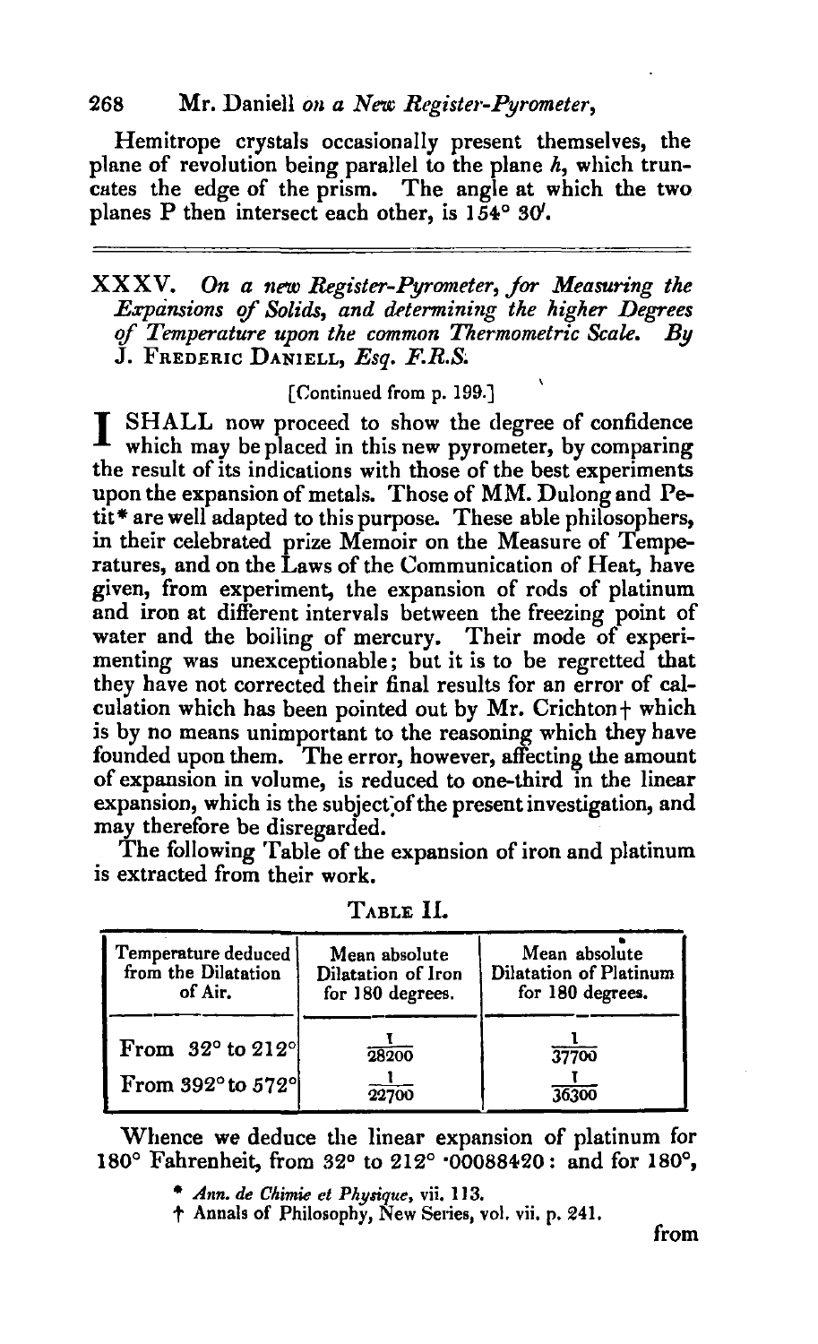Hemitrope crystals occasionally present themselves, the plane of revolution being parallel to the plane *h*, which truncates the edge of the prism. The angle at which the two planes P then intersect each other, is 154° 30′.

## XXXV. *On a new Register-Pyrometer, for Measuring the Expansions of Solids, and determining the higher Degrees of Temperature upon the common Thermometric Scale.* By J. Frederic Daniell, *Esq. F.R.S.*

[Continued from p. 199.]

I shall now proceed to show the degree of confidence which may be placed in this new pyrometer, by comparing the result of its indications with those of the best experiments upon the expansion of metals. Those of MM. Dulong and Petit* are well adapted to this purpose. These able philosophers, in their celebrated prize Memoir on the Measure of Temperatures, and on the Laws of the Communication of Heat, have given, from experiment, the expansion of rods of platinum and iron at different intervals between the freezing point of water and the boiling of mercury. Their mode of experimenting was unexceptionable; but it is to be regretted that they have not corrected their final results for an error of calculation which has been pointed out by Mr. Crichton† which is by no means unimportant to the reasoning which they have founded upon them. The error, however, affecting the amount of expansion in volume, is reduced to one-third in the linear expansion, which is the subject of the present investigation, and may therefore be disregarded.

The following Table of the expansion of iron and platinum is extracted from their work.

Table II.

| Temperature deduced from the Dilatation of Air. | Mean absolute Dilatation of Iron for 180 degrees. | Mean absolute Dilatation of Platinum for 180 degrees. |
|---|---|---|
| From 32° to 212° | $\frac{1}{28200}$ | $\frac{1}{37700}$ |
| From 392° to 572° | $\frac{1}{22700}$ | $\frac{1}{36300}$ |

Whence we deduce the linear expansion of platinum for 180° Fahrenheit, from 32° to 212° ·00088420: and for 180°, from

\* *Ann. de Chimie et Physique*, vii. 113.

† Annals of Philosophy, New Series, vol. vii. p. 241.